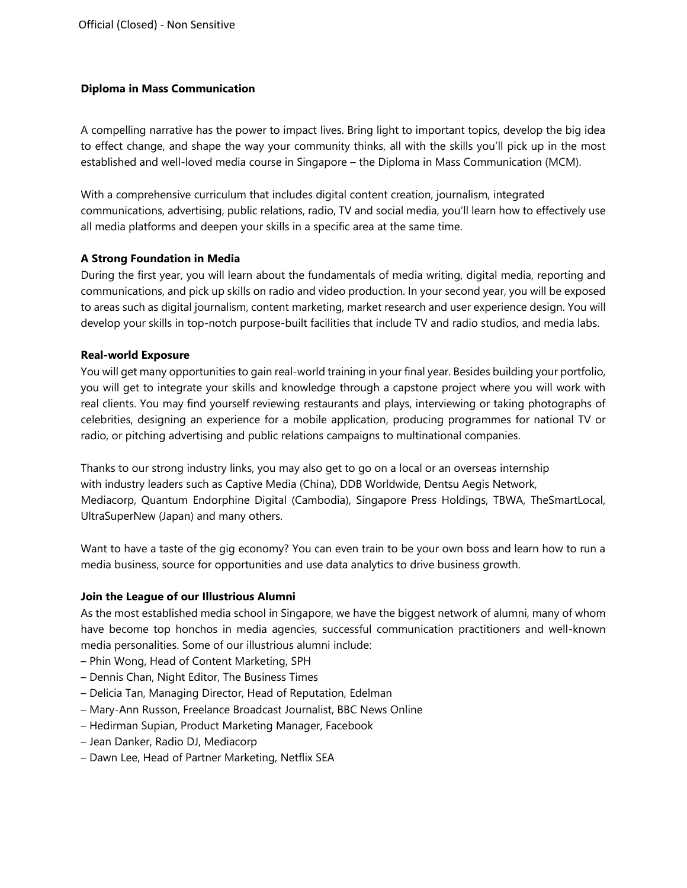# Diploma in Mass Communication

A compelling narrative has the power to impact lives. Bring light to important topics, develop the big idea to effect change, and shape the way your community thinks, all with the skills you'll pick up in the most established and well-loved media course in Singapore – the Diploma in Mass Communication (MCM).

With a comprehensive curriculum that includes digital content creation, journalism, integrated communications, advertising, public relations, radio, TV and social media, you'll learn how to effectively use all media platforms and deepen your skills in a specific area at the same time.

## A Strong Foundation in Media

During the first year, you will learn about the fundamentals of media writing, digital media, reporting and communications, and pick up skills on radio and video production. In your second year, you will be exposed to areas such as digital journalism, content marketing, market research and user experience design. You will develop your skills in top-notch purpose-built facilities that include TV and radio studios, and media labs.

## Real-world Exposure

You will get many opportunities to gain real-world training in your final year. Besides building your portfolio, you will get to integrate your skills and knowledge through a capstone project where you will work with real clients. You may find yourself reviewing restaurants and plays, interviewing or taking photographs of celebrities, designing an experience for a mobile application, producing programmes for national TV or radio, or pitching advertising and public relations campaigns to multinational companies.

Thanks to our strong industry links, you may also get to go on a local or an overseas internship with industry leaders such as Captive Media (China), DDB Worldwide, Dentsu Aegis Network, Mediacorp, Quantum Endorphine Digital (Cambodia), Singapore Press Holdings, TBWA, TheSmartLocal, UltraSuperNew (Japan) and many others.

Want to have a taste of the gig economy? You can even train to be your own boss and learn how to run a media business, source for opportunities and use data analytics to drive business growth.

## Join the League of our Illustrious Alumni

As the most established media school in Singapore, we have the biggest network of alumni, many of whom have become top honchos in media agencies, successful communication practitioners and well-known media personalities. Some of our illustrious alumni include:

– Phin Wong, Head of Content Marketing, SPH
– Dennis Chan, Night Editor, The Business Times
– Delicia Tan, Managing Director, Head of Reputation, Edelman
– Mary-Ann Russon, Freelance Broadcast Journalist, BBC News Online
– Hedirman Supian, Product Marketing Manager, Facebook
– Jean Danker, Radio DJ, Mediacorp
– Dawn Lee, Head of Partner Marketing, Netflix SEA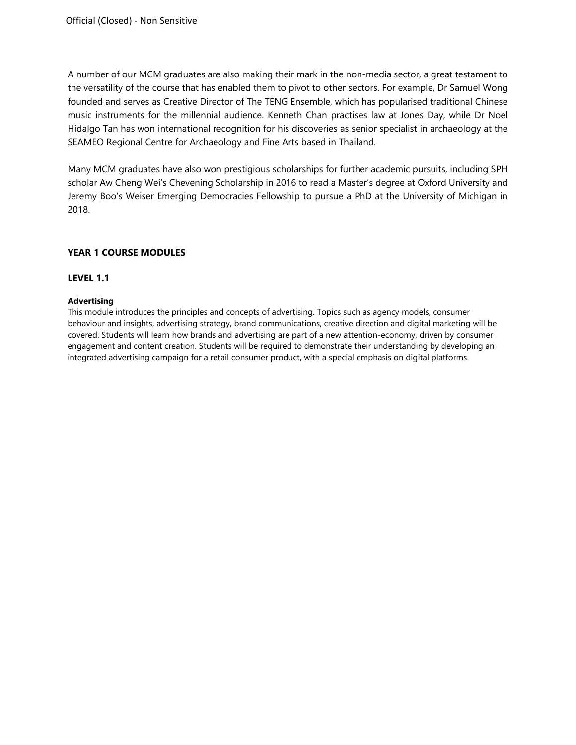A number of our MCM graduates are also making their mark in the non-media sector, a great testament to the versatility of the course that has enabled them to pivot to other sectors. For example, Dr Samuel Wong founded and serves as Creative Director of The TENG Ensemble, which has popularised traditional Chinese music instruments for the millennial audience. Kenneth Chan practises law at Jones Day, while Dr Noel Hidalgo Tan has won international recognition for his discoveries as senior specialist in archaeology at the SEAMEO Regional Centre for Archaeology and Fine Arts based in Thailand.

Many MCM graduates have also won prestigious scholarships for further academic pursuits, including SPH scholar Aw Cheng Wei's Chevening Scholarship in 2016 to read a Master's degree at Oxford University and Jeremy Boo's Weiser Emerging Democracies Fellowship to pursue a PhD at the University of Michigan in 2018.

## YEAR 1 COURSE MODULES

### LEVEL 1.1

**Advertising**

This module introduces the principles and concepts of advertising. Topics such as agency models, consumer behaviour and insights, advertising strategy, brand communications, creative direction and digital marketing will be covered. Students will learn how brands and advertising are part of a new attention-economy, driven by consumer engagement and content creation. Students will be required to demonstrate their understanding by developing an integrated advertising campaign for a retail consumer product, with a special emphasis on digital platforms.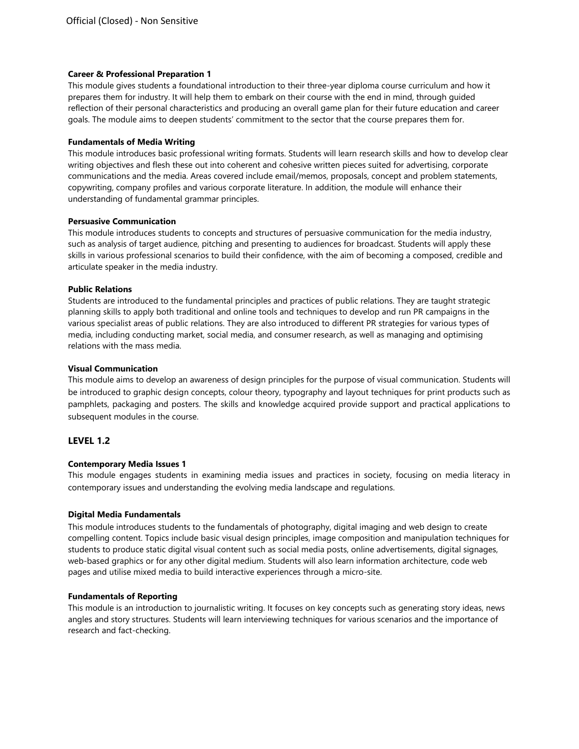**Career & Professional Preparation 1**

This module gives students a foundational introduction to their three-year diploma course curriculum and how it prepares them for industry. It will help them to embark on their course with the end in mind, through guided reflection of their personal characteristics and producing an overall game plan for their future education and career goals. The module aims to deepen students' commitment to the sector that the course prepares them for.

**Fundamentals of Media Writing**

This module introduces basic professional writing formats. Students will learn research skills and how to develop clear writing objectives and flesh these out into coherent and cohesive written pieces suited for advertising, corporate communications and the media. Areas covered include email/memos, proposals, concept and problem statements, copywriting, company profiles and various corporate literature. In addition, the module will enhance their understanding of fundamental grammar principles.

**Persuasive Communication**

This module introduces students to concepts and structures of persuasive communication for the media industry, such as analysis of target audience, pitching and presenting to audiences for broadcast. Students will apply these skills in various professional scenarios to build their confidence, with the aim of becoming a composed, credible and articulate speaker in the media industry.

**Public Relations**

Students are introduced to the fundamental principles and practices of public relations. They are taught strategic planning skills to apply both traditional and online tools and techniques to develop and run PR campaigns in the various specialist areas of public relations. They are also introduced to different PR strategies for various types of media, including conducting market, social media, and consumer research, as well as managing and optimising relations with the mass media.

**Visual Communication**

This module aims to develop an awareness of design principles for the purpose of visual communication. Students will be introduced to graphic design concepts, colour theory, typography and layout techniques for print products such as pamphlets, packaging and posters. The skills and knowledge acquired provide support and practical applications to subsequent modules in the course.

## LEVEL 1.2

**Contemporary Media Issues 1**

This module engages students in examining media issues and practices in society, focusing on media literacy in contemporary issues and understanding the evolving media landscape and regulations.

**Digital Media Fundamentals**

This module introduces students to the fundamentals of photography, digital imaging and web design to create compelling content. Topics include basic visual design principles, image composition and manipulation techniques for students to produce static digital visual content such as social media posts, online advertisements, digital signages, web-based graphics or for any other digital medium. Students will also learn information architecture, code web pages and utilise mixed media to build interactive experiences through a micro-site.

**Fundamentals of Reporting**

This module is an introduction to journalistic writing. It focuses on key concepts such as generating story ideas, news angles and story structures. Students will learn interviewing techniques for various scenarios and the importance of research and fact-checking.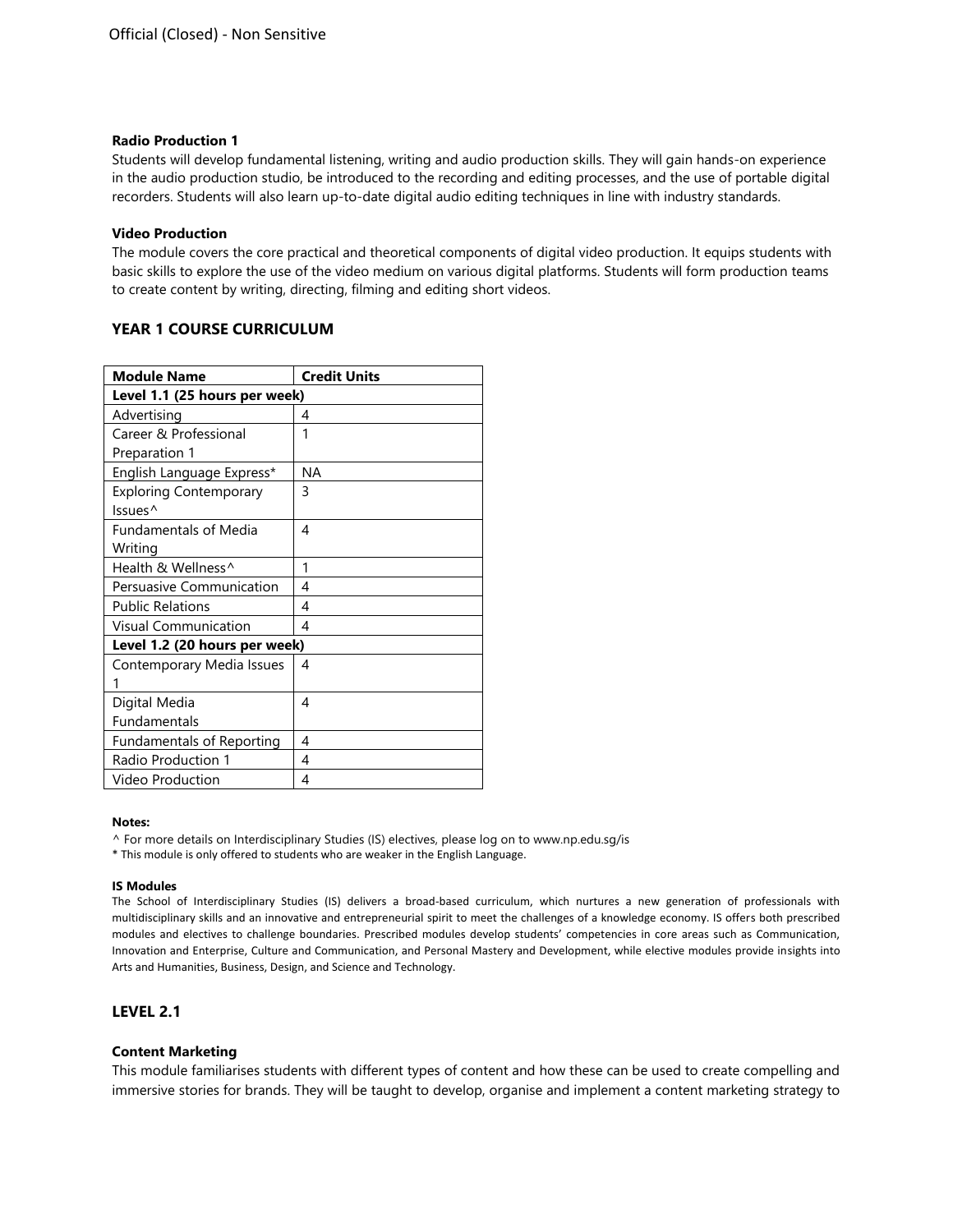**Radio Production 1**

Students will develop fundamental listening, writing and audio production skills. They will gain hands-on experience in the audio production studio, be introduced to the recording and editing processes, and the use of portable digital recorders. Students will also learn up-to-date digital audio editing techniques in line with industry standards.

**Video Production**

The module covers the core practical and theoretical components of digital video production. It equips students with basic skills to explore the use of the video medium on various digital platforms. Students will form production teams to create content by writing, directing, filming and editing short videos.

## YEAR 1 COURSE CURRICULUM

| Module Name | Credit Units |
|---|---|
| **Level 1.1 (25 hours per week)** | |
| Advertising | 4 |
| Career & Professional Preparation 1 | 1 |
| English Language Express* | NA |
| Exploring Contemporary Issues^ | 3 |
| Fundamentals of Media Writing | 4 |
| Health & Wellness^ | 1 |
| Persuasive Communication | 4 |
| Public Relations | 4 |
| Visual Communication | 4 |
| **Level 1.2 (20 hours per week)** | |
| Contemporary Media Issues 1 | 4 |
| Digital Media Fundamentals | 4 |
| Fundamentals of Reporting | 4 |
| Radio Production 1 | 4 |
| Video Production | 4 |

**Notes:**

^ For more details on Interdisciplinary Studies (IS) electives, please log on to www.np.edu.sg/is

* This module is only offered to students who are weaker in the English Language.

**IS Modules**

The School of Interdisciplinary Studies (IS) delivers a broad-based curriculum, which nurtures a new generation of professionals with multidisciplinary skills and an innovative and entrepreneurial spirit to meet the challenges of a knowledge economy. IS offers both prescribed modules and electives to challenge boundaries. Prescribed modules develop students' competencies in core areas such as Communication, Innovation and Enterprise, Culture and Communication, and Personal Mastery and Development, while elective modules provide insights into Arts and Humanities, Business, Design, and Science and Technology.

## LEVEL 2.1

**Content Marketing**

This module familiarises students with different types of content and how these can be used to create compelling and immersive stories for brands. They will be taught to develop, organise and implement a content marketing strategy to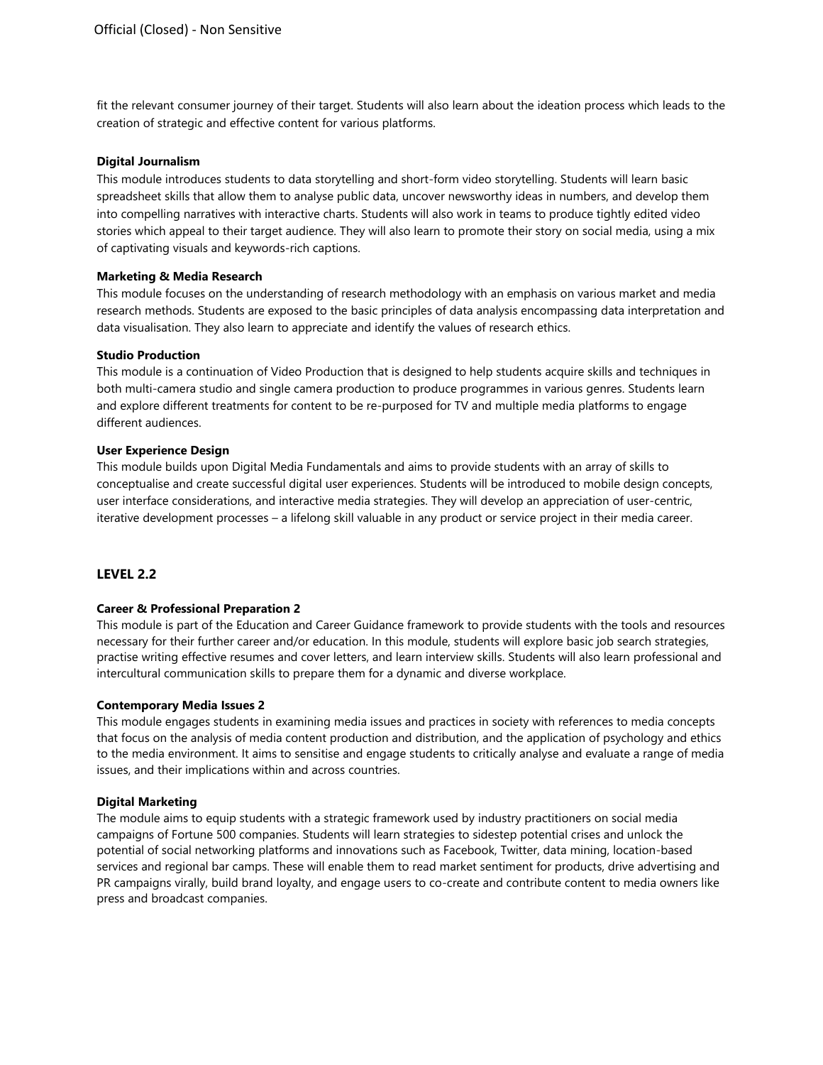fit the relevant consumer journey of their target. Students will also learn about the ideation process which leads to the creation of strategic and effective content for various platforms.

**Digital Journalism**
This module introduces students to data storytelling and short-form video storytelling. Students will learn basic spreadsheet skills that allow them to analyse public data, uncover newsworthy ideas in numbers, and develop them into compelling narratives with interactive charts. Students will also work in teams to produce tightly edited video stories which appeal to their target audience. They will also learn to promote their story on social media, using a mix of captivating visuals and keywords-rich captions.

**Marketing & Media Research**
This module focuses on the understanding of research methodology with an emphasis on various market and media research methods. Students are exposed to the basic principles of data analysis encompassing data interpretation and data visualisation. They also learn to appreciate and identify the values of research ethics.

**Studio Production**
This module is a continuation of Video Production that is designed to help students acquire skills and techniques in both multi-camera studio and single camera production to produce programmes in various genres. Students learn and explore different treatments for content to be re-purposed for TV and multiple media platforms to engage different audiences.

**User Experience Design**
This module builds upon Digital Media Fundamentals and aims to provide students with an array of skills to conceptualise and create successful digital user experiences. Students will be introduced to mobile design concepts, user interface considerations, and interactive media strategies. They will develop an appreciation of user-centric, iterative development processes – a lifelong skill valuable in any product or service project in their media career.

## LEVEL 2.2

**Career & Professional Preparation 2**
This module is part of the Education and Career Guidance framework to provide students with the tools and resources necessary for their further career and/or education. In this module, students will explore basic job search strategies, practise writing effective resumes and cover letters, and learn interview skills. Students will also learn professional and intercultural communication skills to prepare them for a dynamic and diverse workplace.

**Contemporary Media Issues 2**
This module engages students in examining media issues and practices in society with references to media concepts that focus on the analysis of media content production and distribution, and the application of psychology and ethics to the media environment. It aims to sensitise and engage students to critically analyse and evaluate a range of media issues, and their implications within and across countries.

**Digital Marketing**
The module aims to equip students with a strategic framework used by industry practitioners on social media campaigns of Fortune 500 companies. Students will learn strategies to sidestep potential crises and unlock the potential of social networking platforms and innovations such as Facebook, Twitter, data mining, location-based services and regional bar camps. These will enable them to read market sentiment for products, drive advertising and PR campaigns virally, build brand loyalty, and engage users to co-create and contribute content to media owners like press and broadcast companies.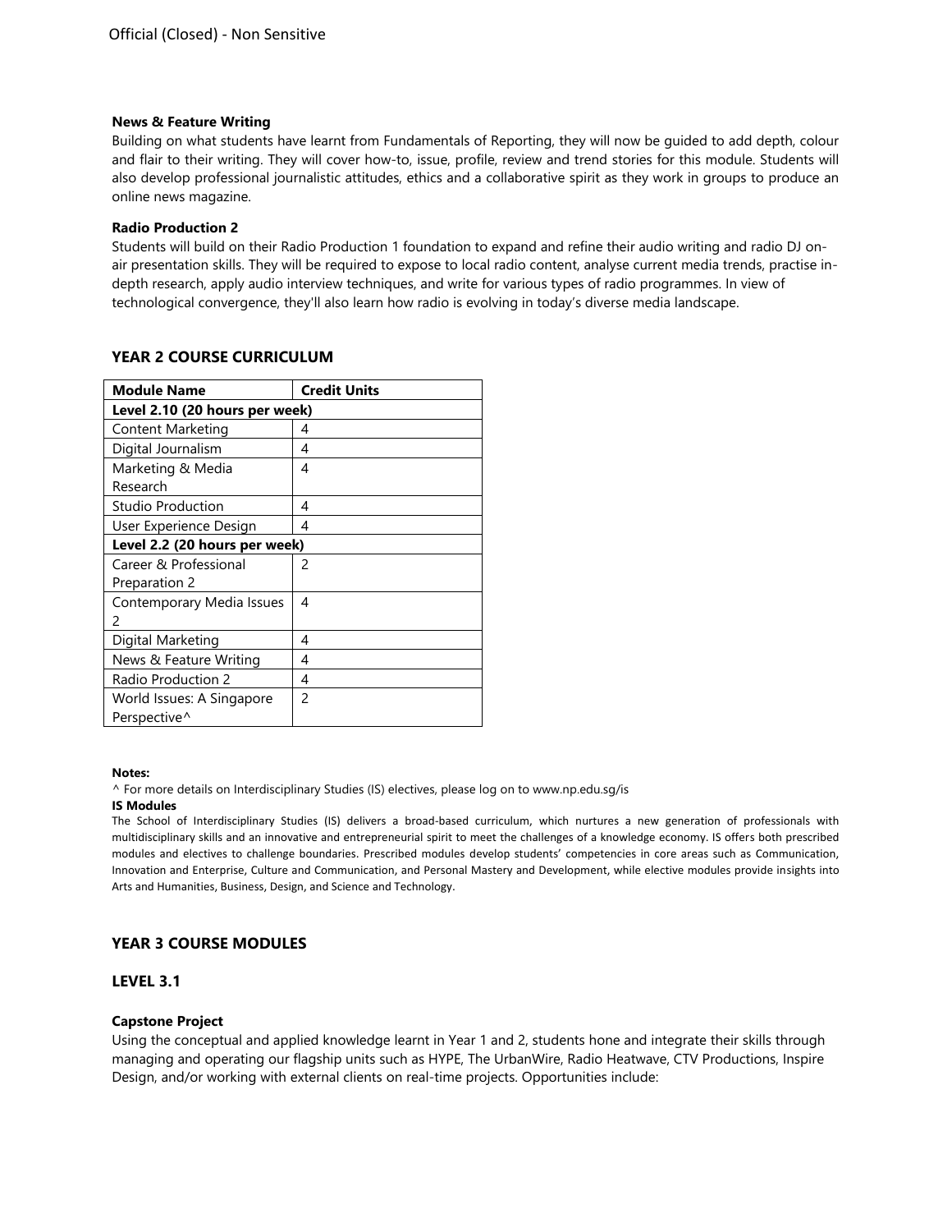**News & Feature Writing**
Building on what students have learnt from Fundamentals of Reporting, they will now be guided to add depth, colour and flair to their writing. They will cover how-to, issue, profile, review and trend stories for this module. Students will also develop professional journalistic attitudes, ethics and a collaborative spirit as they work in groups to produce an online news magazine.

**Radio Production 2**
Students will build on their Radio Production 1 foundation to expand and refine their audio writing and radio DJ on-air presentation skills. They will be required to expose to local radio content, analyse current media trends, practise in-depth research, apply audio interview techniques, and write for various types of radio programmes. In view of technological convergence, they'll also learn how radio is evolving in today's diverse media landscape.

## YEAR 2 COURSE CURRICULUM

| **Module Name** | **Credit Units** |
|---|---|
| **Level 2.10 (20 hours per week)** | |
| Content Marketing | 4 |
| Digital Journalism | 4 |
| Marketing & Media Research | 4 |
| Studio Production | 4 |
| User Experience Design | 4 |
| **Level 2.2 (20 hours per week)** | |
| Career & Professional Preparation 2 | 2 |
| Contemporary Media Issues 2 | 4 |
| Digital Marketing | 4 |
| News & Feature Writing | 4 |
| Radio Production 2 | 4 |
| World Issues: A Singapore Perspective^ | 2 |

**Notes:**
^ For more details on Interdisciplinary Studies (IS) electives, please log on to www.np.edu.sg/is

**IS Modules**
The School of Interdisciplinary Studies (IS) delivers a broad-based curriculum, which nurtures a new generation of professionals with multidisciplinary skills and an innovative and entrepreneurial spirit to meet the challenges of a knowledge economy. IS offers both prescribed modules and electives to challenge boundaries. Prescribed modules develop students' competencies in core areas such as Communication, Innovation and Enterprise, Culture and Communication, and Personal Mastery and Development, while elective modules provide insights into Arts and Humanities, Business, Design, and Science and Technology.

## YEAR 3 COURSE MODULES

### LEVEL 3.1

**Capstone Project**
Using the conceptual and applied knowledge learnt in Year 1 and 2, students hone and integrate their skills through managing and operating our flagship units such as HYPE, The UrbanWire, Radio Heatwave, CTV Productions, Inspire Design, and/or working with external clients on real-time projects. Opportunities include: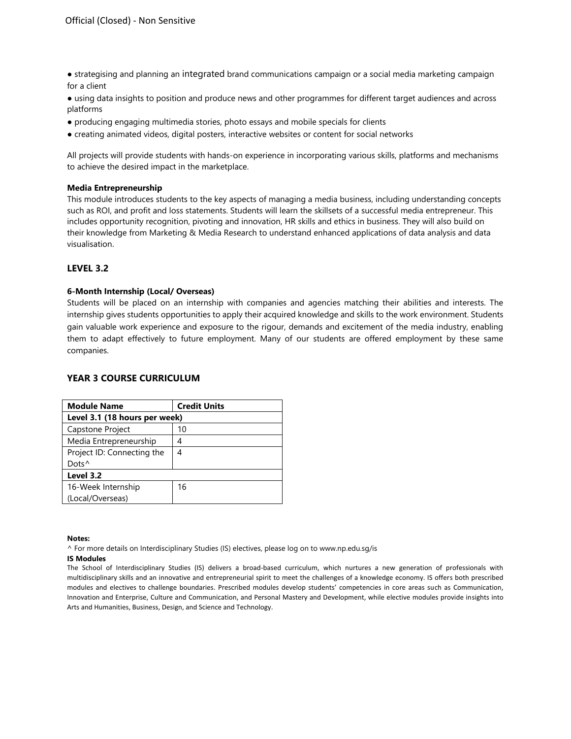● strategising and planning an integrated brand communications campaign or a social media marketing campaign for a client

● using data insights to position and produce news and other programmes for different target audiences and across platforms

● producing engaging multimedia stories, photo essays and mobile specials for clients

● creating animated videos, digital posters, interactive websites or content for social networks

All projects will provide students with hands-on experience in incorporating various skills, platforms and mechanisms to achieve the desired impact in the marketplace.

**Media Entrepreneurship**

This module introduces students to the key aspects of managing a media business, including understanding concepts such as ROI, and profit and loss statements. Students will learn the skillsets of a successful media entrepreneur. This includes opportunity recognition, pivoting and innovation, HR skills and ethics in business. They will also build on their knowledge from Marketing & Media Research to understand enhanced applications of data analysis and data visualisation.

### LEVEL 3.2

**6-Month Internship (Local/ Overseas)**

Students will be placed on an internship with companies and agencies matching their abilities and interests. The internship gives students opportunities to apply their acquired knowledge and skills to the work environment. Students gain valuable work experience and exposure to the rigour, demands and excitement of the media industry, enabling them to adapt effectively to future employment. Many of our students are offered employment by these same companies.

### YEAR 3 COURSE CURRICULUM

| Module Name | Credit Units |
|---|---|
| **Level 3.1 (18 hours per week)** | |
| Capstone Project | 10 |
| Media Entrepreneurship | 4 |
| Project ID: Connecting the Dots^ | 4 |
| **Level 3.2** | |
| 16-Week Internship (Local/Overseas) | 16 |

**Notes:**

^ For more details on Interdisciplinary Studies (IS) electives, please log on to www.np.edu.sg/is

**IS Modules**

The School of Interdisciplinary Studies (IS) delivers a broad-based curriculum, which nurtures a new generation of professionals with multidisciplinary skills and an innovative and entrepreneurial spirit to meet the challenges of a knowledge economy. IS offers both prescribed modules and electives to challenge boundaries. Prescribed modules develop students' competencies in core areas such as Communication, Innovation and Enterprise, Culture and Communication, and Personal Mastery and Development, while elective modules provide insights into Arts and Humanities, Business, Design, and Science and Technology.